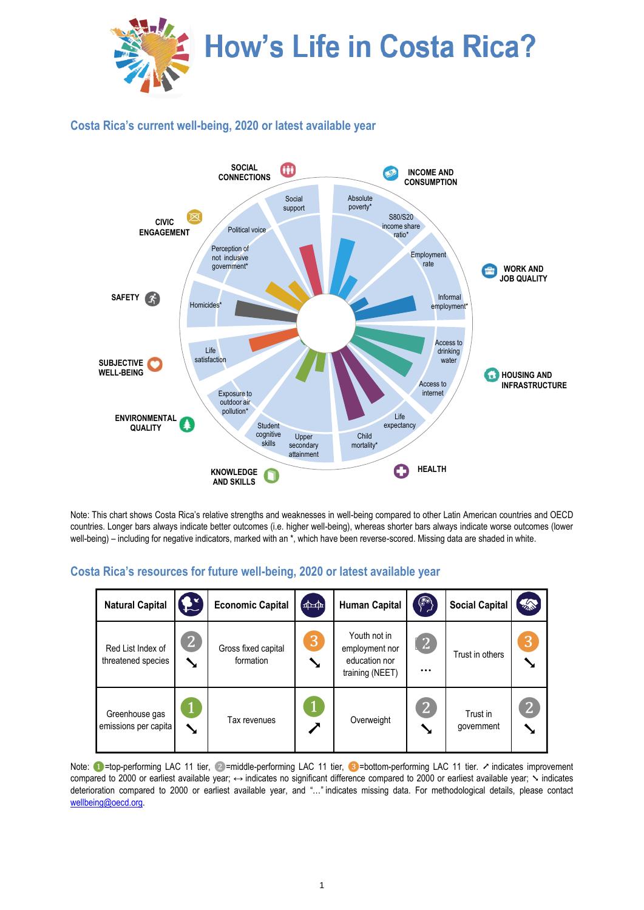# How's Life in Costa Rica?

## Costa Rica's current well-being, 2020 or latest available year

SOCIAL CONNECTIONS — Social support

INCOME AND CONSUMPTION — Absolute poverty*, S80/S20 income share ratio*

WORK AND JOB QUALITY — Employment rate, Informal employment*

HOUSING AND INFRASTRUCTURE — Access to drinking water, Access to internet

HEALTH — Life expectancy, Child mortality*

KNOWLEDGE AND SKILLS — Upper secondary attainment, Student cognitive skills

ENVIRONMENTAL QUALITY — Exposure to outdoor air pollution*

SUBJECTIVE WELL-BEING — Life satisfaction

SAFETY — Homicides*

CIVIC ENGAGEMENT — Perception of not inclusive government*, Political voice

Note: This chart shows Costa Rica's relative strengths and weaknesses in well-being compared to other Latin American countries and OECD countries. Longer bars always indicate better outcomes (i.e. higher well-being), whereas shorter bars always indicate worse outcomes (lower well-being) – including for negative indicators, marked with an *, which have been reverse-scored. Missing data are shaded in white.

## Costa Rica's resources for future well-being, 2020 or latest available year

| Natural Capital | | Economic Capital | | Human Capital | | Social Capital | |
|---|---|---|---|---|---|---|---|
| Red List Index of threatened species | 2 ↘ | Gross fixed capital formation | 3 ↘ | Youth not in employment nor education nor training (NEET) | 2 … | Trust in others | 3 ↘ |
| Greenhouse gas emissions per capita | 1 ↘ | Tax revenues | 1 ↗ | Overweight | 2 ↘ | Trust in government | 2 ↘ |

Note: 1=top-performing LAC 11 tier, 2=middle-performing LAC 11 tier, 3=bottom-performing LAC 11 tier. ↗ indicates improvement compared to 2000 or earliest available year; ↔ indicates no significant difference compared to 2000 or earliest available year; ↘ indicates deterioration compared to 2000 or earliest available year, and "…" indicates missing data. For methodological details, please contact wellbeing@oecd.org.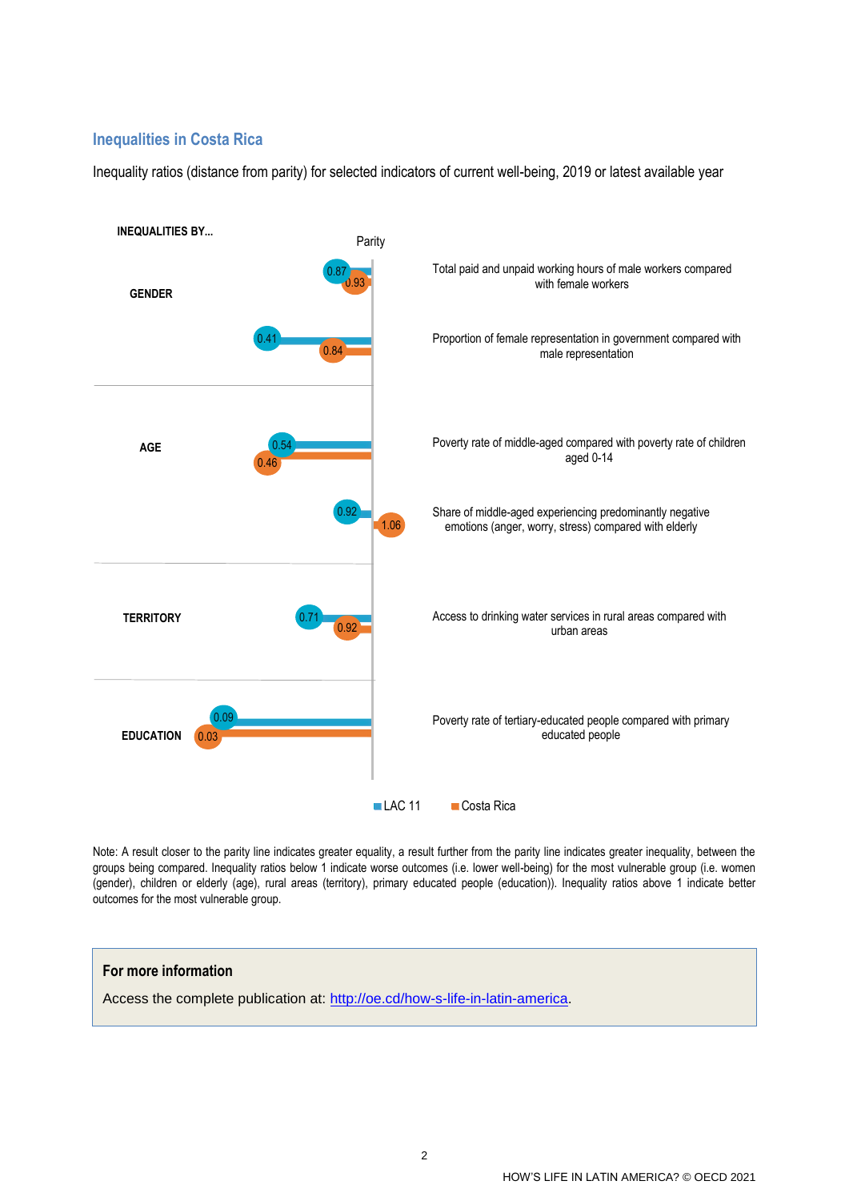### Inequalities in Costa Rica

Inequality ratios (distance from parity) for selected indicators of current well-being, 2019 or latest available year

INEQUALITIES BY...

Parity

GENDER

0.87
0.93
Total paid and unpaid working hours of male workers compared with female workers

0.41
0.84
Proportion of female representation in government compared with male representation

AGE

0.54
0.46
Poverty rate of middle-aged compared with poverty rate of children aged 0-14

0.92
1.06
Share of middle-aged experiencing predominantly negative emotions (anger, worry, stress) compared with elderly

TERRITORY

0.71
0.92
Access to drinking water services in rural areas compared with urban areas

EDUCATION

0.09
0.03
Poverty rate of tertiary-educated people compared with primary educated people

LAC 11
Costa Rica

Note: A result closer to the parity line indicates greater equality, a result further from the parity line indicates greater inequality, between the groups being compared. Inequality ratios below 1 indicate worse outcomes (i.e. lower well-being) for the most vulnerable group (i.e. women (gender), children or elderly (age), rural areas (territory), primary educated people (education)). Inequality ratios above 1 indicate better outcomes for the most vulnerable group.

**For more information**

Access the complete publication at: http://oe.cd/how-s-life-in-latin-america.